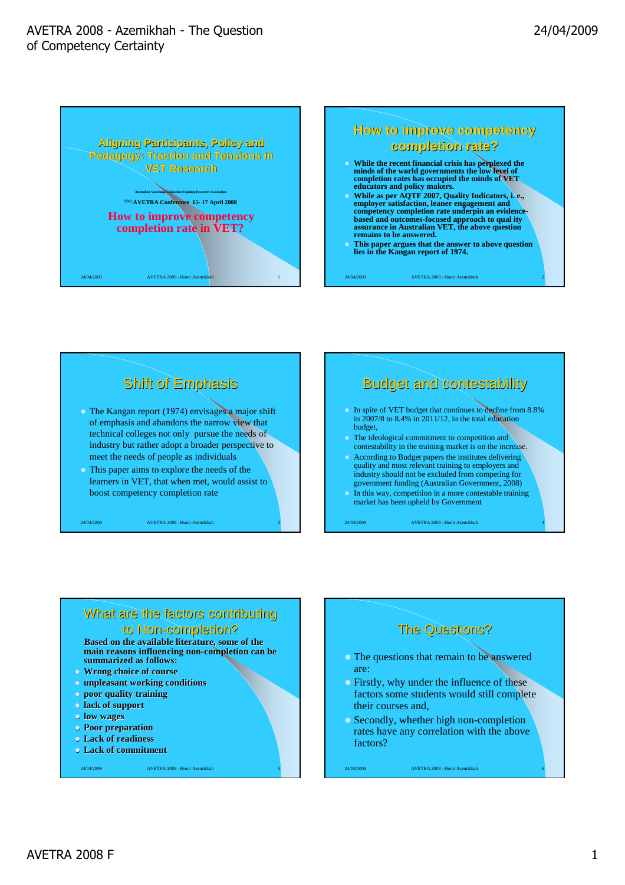## Aligning Participants, Policy and Pedagogy: Traction and Tensions in VET Research

Australian Vocational Education Training Research Association

12th AVETRA Conference 15- 17 April 2008

**How to improve competency completion rate in VET?**

## How to improve competency completion rate?

- **While the recent financial crisis has perplexed the minds of the world governments the low level of completion rates has occupied the minds of VET educators and policy makers.**
- **While as per AQTF 2007, Quality Indicators, i. e., employer satisfaction, leaner engagement and competency completion rate underpin an evidence-based and outcomes-focused approach to qual ity assurance in Australian VET, the above question remains to be answered.**
- **This paper argues that the answer to above question lies in the Kangan report of 1974.**

## Shift of Emphasis

- The Kangan report (1974) envisages a major shift of emphasis and abandons the narrow view that technical colleges not only pursue the needs of industry but rather adopt a broader perspective to meet the needs of people as individuals
- This paper aims to explore the needs of the learners in VET, that when met, would assist to boost competency completion rate

## Budget and contestability

- In spite of VET budget that continues to decline from 8.8% in 2007/8 to 8.4% in 2011/12, in the total education budget,
- The ideological commitment to competition and contestability in the training market is on the increase.
- According to Budget papers the institutes delivering quality and most relevant training to employers and industry should not be excluded from competing for government funding (Australian Government, 2008)
- In this way, competition in a more contestable training market has been upheld by Government

## What are the factors contributing to Non-completion?

**Based on the available literature, some of the main reasons influencing non-completion can be summarized as follows:**

- **Wrong choice of course**
- **unpleasant working conditions**
- **poor quality training**
- **lack of support**
- **low wages**
- **Poor preparation**
- **Lack of readiness**
- **Lack of commitment**

## The Questions?

- The questions that remain to be answered are:
- Firstly, why under the influence of these factors some students would still complete their courses and,
- Secondly, whether high non-completion rates have any correlation with the above factors?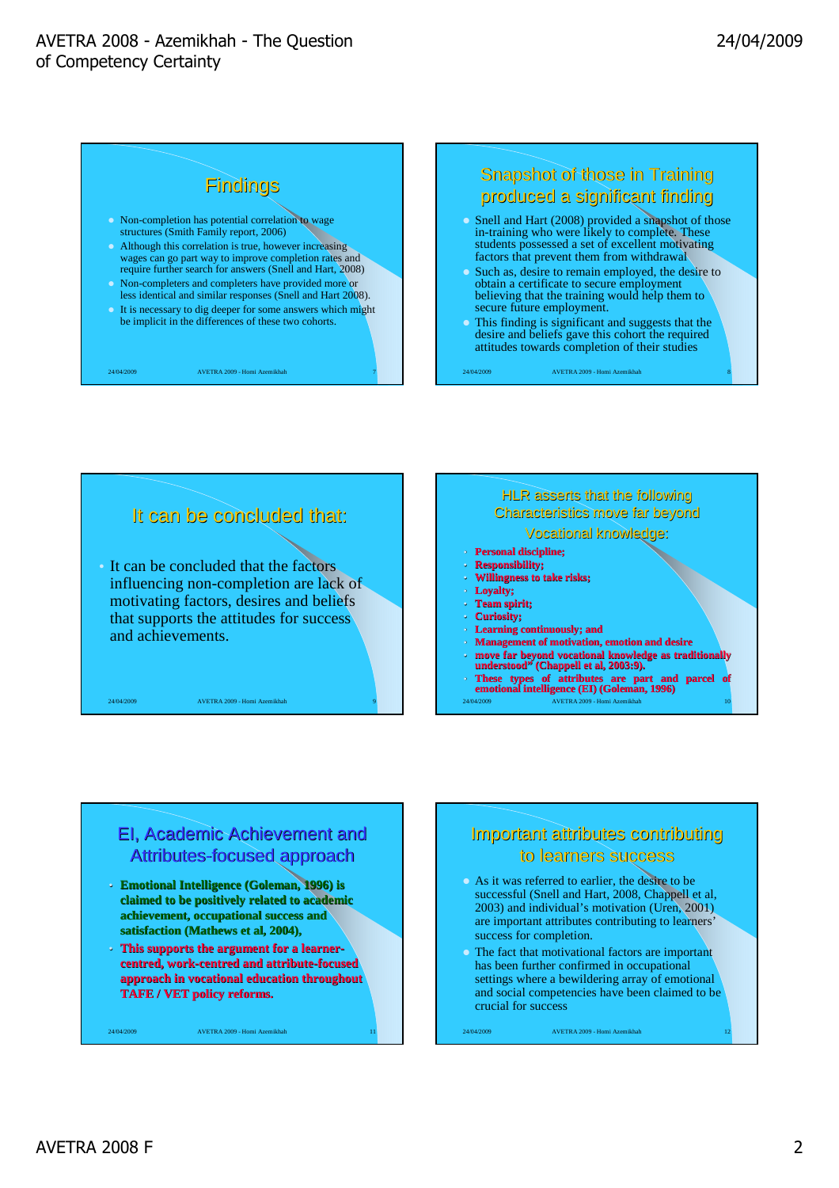## Findings

- Non-completion has potential correlation to wage structures (Smith Family report, 2006)
- Although this correlation is true, however increasing wages can go part way to improve completion rates and require further search for answers (Snell and Hart, 2008)
- Non-completers and completers have provided more or less identical and similar responses (Snell and Hart 2008).
- It is necessary to dig deeper for some answers which might be implicit in the differences of these two cohorts.

## Snapshot of those in Training produced a significant finding

- Snell and Hart (2008) provided a snapshot of those in-training who were likely to complete. These students possessed a set of excellent motivating factors that prevent them from withdrawal
- Such as, desire to remain employed, the desire to obtain a certificate to secure employment believing that the training would help them to secure future employment.
- This finding is significant and suggests that the desire and beliefs gave this cohort the required attitudes towards completion of their studies

## It can be concluded that:

- It can be concluded that the factors influencing non-completion are lack of motivating factors, desires and beliefs that supports the attitudes for success and achievements.

## HLR asserts that the following Characteristics move far beyond Vocational knowledge:

- **Personal discipline;**
- **Responsibility;**
- **Willingness to take risks;**
- **Loyalty;**
- **Team spirit;**
- **Curiosity;**
- **Learning continuously; and**
- **Management of motivation, emotion and desire**
- **move far beyond vocational knowledge as traditionally understood" (Chappell et al, 2003:9).**
- **These types of attributes are part and parcel of emotional intelligence (EI) (Goleman, 1996)**

## EI, Academic Achievement and Attributes-focused approach

- **Emotional Intelligence (Goleman, 1996) is claimed to be positively related to academic achievement, occupational success and satisfaction (Mathews et al, 2004),**
- **This supports the argument for a learner-centred, work-centred and attribute-focused approach in vocational education throughout TAFE / VET policy reforms.**

## Important attributes contributing to learners success

- As it was referred to earlier, the desire to be successful (Snell and Hart, 2008, Chappell et al, 2003) and individual's motivation (Uren, 2001) are important attributes contributing to learners' success for completion.
- The fact that motivational factors are important has been further confirmed in occupational settings where a bewildering array of emotional and social competencies have been claimed to be crucial for success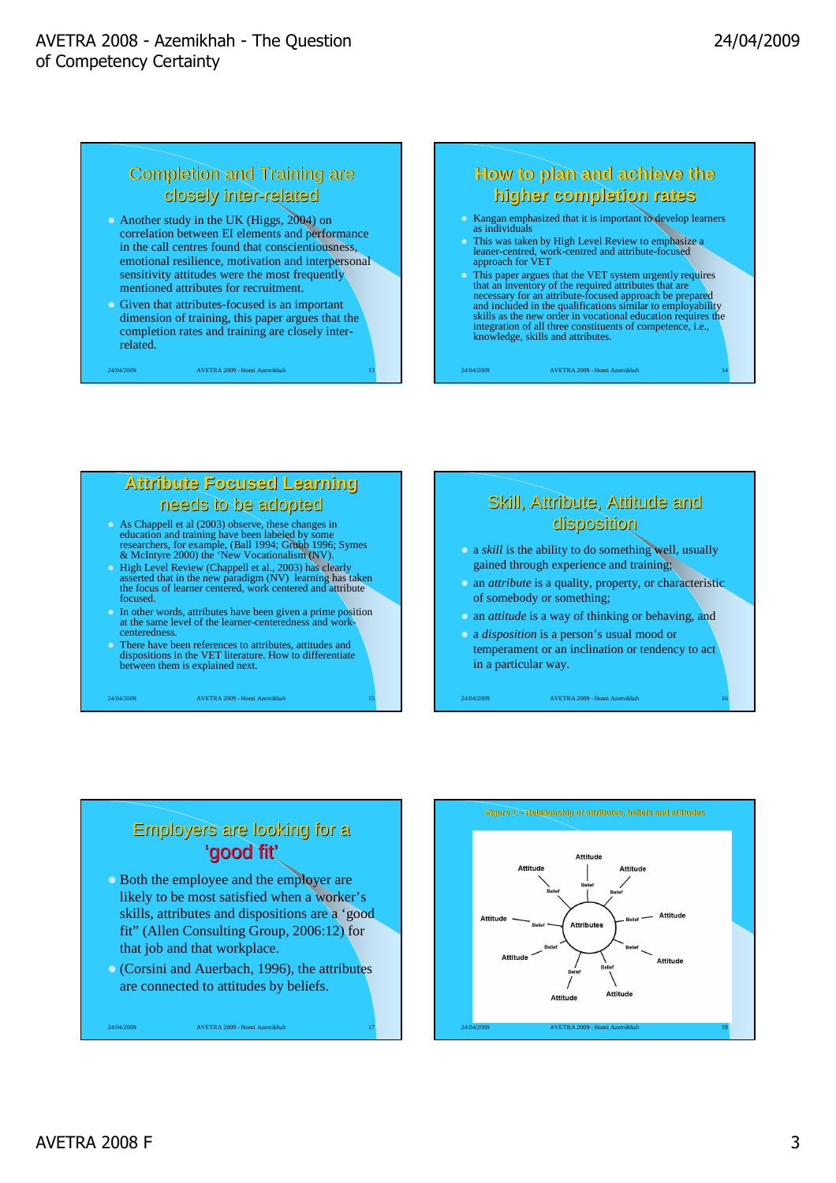## Completion and Training are closely inter-related

- Another study in the UK (Higgs, 2004) on correlation between EI elements and performance in the call centres found that conscientiousness, emotional resilience, motivation and interpersonal sensitivity attitudes were the most frequently mentioned attributes for recruitment.
- Given that attributes-focused is an important dimension of training, this paper argues that the completion rates and training are closely inter-related.

## How to plan and achieve the higher completion rates

- Kangan emphasized that it is important to develop learners as individuals
- This was taken by High Level Review to emphasize a leaner-centred, work-centred and attribute-focused approach for VET
- This paper argues that the VET system urgently requires that an inventory of the required attributes that are necessary for an attribute-focused approach be prepared and included in the qualifications similar to employability skills as the new order in vocational education requires the integration of all three constituents of competence, i.e., knowledge, skills and attributes.

## Attribute Focused Learning needs to be adopted

- As Chappell et al (2003) observe, these changes in education and training have been labeled by some researchers, for example, (Ball 1994; Grubb 1996; Symes & McIntyre 2000) the 'New Vocationalism (NV).
- High Level Review (Chappell et al., 2003) has clearly asserted that in the new paradigm (NV) learning has taken the focus of learner centered, work centered and attribute focused.
- In other words, attributes have been given a prime position at the same level of the learner-centeredness and work-centeredness.
- There have been references to attributes, attitudes and dispositions in the VET literature. How to differentiate between them is explained next.

## Skill, Attribute, Attitude and disposition

- a *skill* is the ability to do something well, usually gained through experience and training;
- an *attribute* is a quality, property, or characteristic of somebody or something;
- an *attitude* is a way of thinking or behaving, and
- a *disposition* is a person's usual mood or temperament or an inclination or tendency to act in a particular way.

## Employers are looking for a 'good fit'

- Both the employee and the employer are likely to be most satisfied when a worker's skills, attributes and dispositions are a 'good fit" (Allen Consulting Group, 2006:12) for that job and that workplace.
- (Corsini and Auerbach, 1996), the attributes are connected to attitudes by beliefs.

Figure 1 – Relationship of attributes, beliefs and attitudes

Attributes — Belief — Attitude (×9)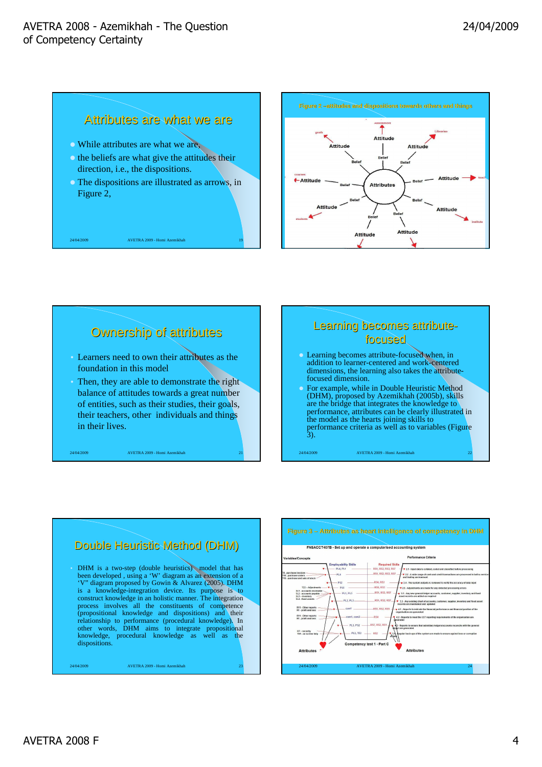## Attributes are what we are

- While attributes are what we are,
- the beliefs are what give the attitudes their direction, i.e., the dispositions.
- The dispositions are illustrated as arrows, in Figure 2,

## Figure 2 – attitudes and dispositions towards others and things

## Ownership of attributes

- Learners need to own their attributes as the foundation in this model
- Then, they are able to demonstrate the right balance of attitudes towards a great number of entities, such as their studies, their goals, their teachers, other individuals and things in their lives.

## Learning becomes attribute-focused

- Learning becomes attribute-focused when, in addition to learner-centered and work-centered dimensions, the learning also takes the attribute-focused dimension.
- For example, while in Double Heuristic Method (DHM), proposed by Azemikhah (2005b), skills are the bridge that integrates the knowledge to performance, attributes can be clearly illustrated in the model as the hearts joining skills to performance criteria as well as to variables (Figure 3).

## Double Heuristic Method (DHM)

- DHM is a two-step (double heuristics) model that has been developed , using a 'W' diagram as an extension of a 'V' diagram proposed by Gowin & Alvarez (2005). DHM is a knowledge-integration device. Its purpose is to construct knowledge in an holistic manner. The integration process involves all the constituents of competence (propositional knowledge and dispositions) and their relationship to performance (procedural knowledge). In other words, DHM aims to integrate propositional knowledge, procedural knowledge as well as the dispositions.

## Figure 3 – Attributes as heart intelligence of competency in DHM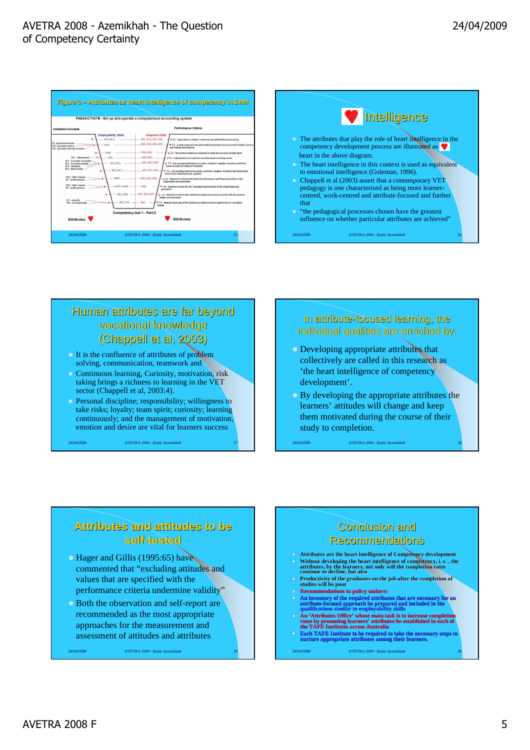## Figure 3 – Attributes as heart intelligence of competency in DHM

FNSACCT407B - Set up and operate a computerised accounting system

Variables/Concepts — Employability Skills — Required Skills — Performance Criteria

Competency test 1 - Part C

Attributes ♥ — Attributes

## ♥ Intelligence

- The attributes that play the role of heart intelligence in the competency development process are illustrated as ♥ heart in the above diagram.
- The heart intelligence in this context is used as equivalent to emotional intelligence (Goleman, 1996).
- Chappell et al (2003) assert that a contemporary VET pedagogy is one characterised as being more learner-centred, work-centred and attribute-focused and further that
- "the pedagogical processes chosen have the greatest influence on whether particular attributes are achieved"

## Human attributes are far beyond vocational knowledge (Chappell et al, 2003)

- It is the confluence of attributes of problem solving, communication, teamwork and
- Continuous learning, Curiosity, motivation, risk taking brings a richness to learning in the VET sector (Chappell et al, 2003:4).
- Personal discipline; responsibility; willingness to take risks; loyalty; team spirit; curiosity; learning continuously; and the management of motivation, emotion and desire are vital for learners success

## In attribute-focused learning, the individual qualities are enriched by:

- Developing appropriate attributes that collectively are called in this research as 'the heart intelligence of competency development'.
- By developing the appropriate attributes the learners' attitudes will change and keep them motivated during the course of their study to completion.

## Attributes and attitudes to be self-tested

- Hager and Gillis (1995:65) have commented that "excluding attitudes and values that are specified with the performance criteria undermine validity"
- Both the observation and self-report are recommended as the most appropriate approaches for the measurement and assessment of attitudes and attributes

## Conclusion and Recommendations

- **Attributes are the heart intelligence of Competency development**
- **Without developing the heart intelligence of competency, i. e. , the attributes, by the learners, not only will the completion rates continue to decline, but also**
- **Productivity of the graduates on the job after the completion of studies will be poor**
- **Recommendations to policy makers:**
- **An inventory of the required attributes that are necessary for an attribute-focused approach be prepared and included in the qualifications similar to employability skills**
- **An 'Attributes Office' whose main task is to increase completion rates by promoting learners' attributes be established in each of the TAFE Institutes across Australia**
- **Each TAFE Institute to be required to take the necessary steps to nurture appropriate attributes among their learners.**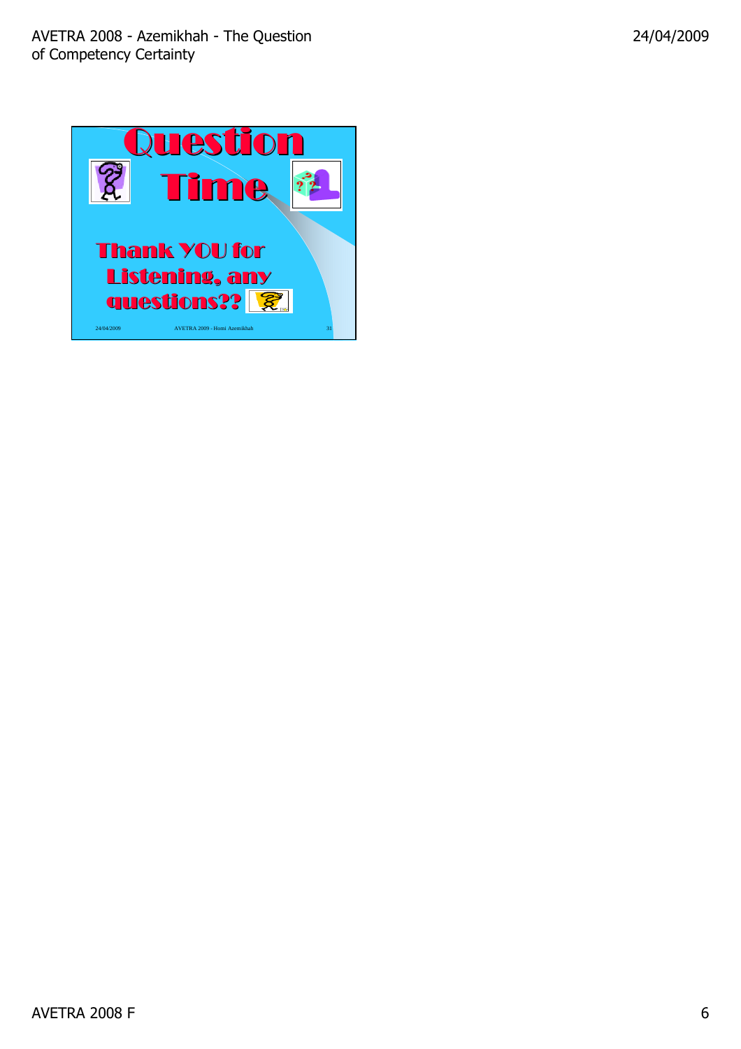# Question Time

**Thank YOU for Listening, any questions??**

24/04/2009 AVETRA 2009 - Homi Azemikhah 31